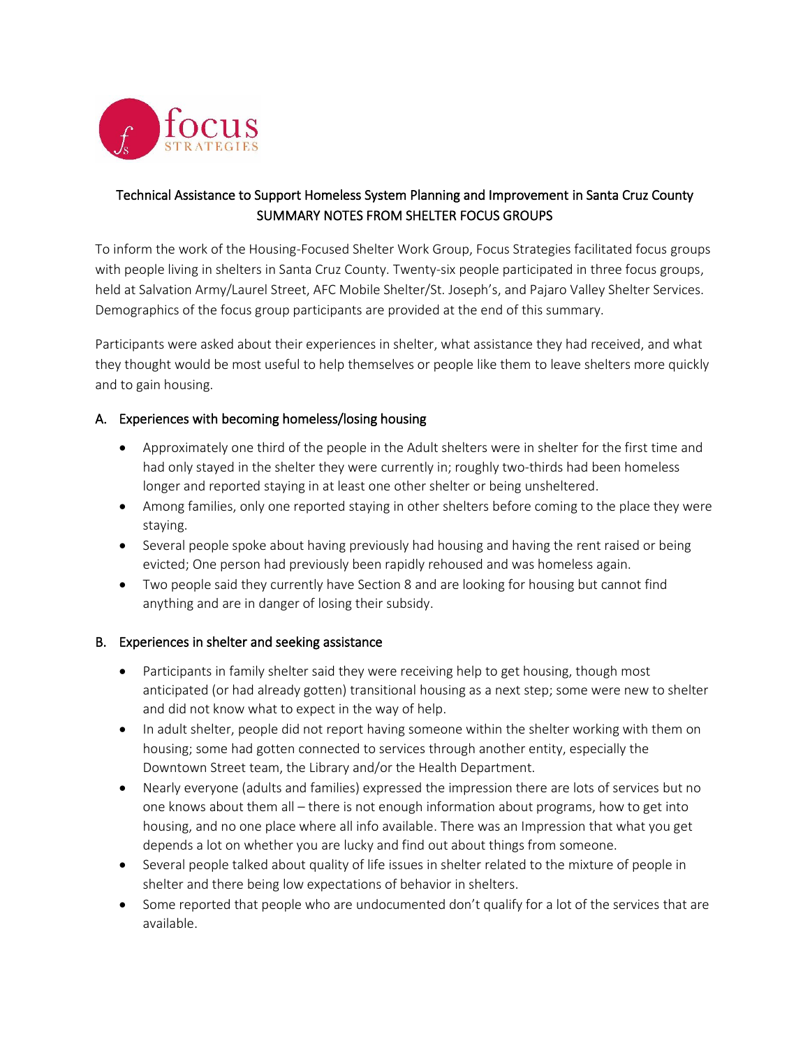Technical Assistance to Support Homeless System Planning and Improvement in Santa Cruz County
SUMMARY NOTES FROM SHELTER FOCUS GROUPS

To inform the work of the Housing-Focused Shelter Work Group, Focus Strategies facilitated focus groups with people living in shelters in Santa Cruz County. Twenty-six people participated in three focus groups, held at Salvation Army/Laurel Street, AFC Mobile Shelter/St. Joseph's, and Pajaro Valley Shelter Services. Demographics of the focus group participants are provided at the end of this summary.

Participants were asked about their experiences in shelter, what assistance they had received, and what they thought would be most useful to help themselves or people like them to leave shelters more quickly and to gain housing.

## A. Experiences with becoming homeless/losing housing

- Approximately one third of the people in the Adult shelters were in shelter for the first time and had only stayed in the shelter they were currently in; roughly two-thirds had been homeless longer and reported staying in at least one other shelter or being unsheltered.
- Among families, only one reported staying in other shelters before coming to the place they were staying.
- Several people spoke about having previously had housing and having the rent raised or being evicted; One person had previously been rapidly rehoused and was homeless again.
- Two people said they currently have Section 8 and are looking for housing but cannot find anything and are in danger of losing their subsidy.

## B. Experiences in shelter and seeking assistance

- Participants in family shelter said they were receiving help to get housing, though most anticipated (or had already gotten) transitional housing as a next step; some were new to shelter and did not know what to expect in the way of help.
- In adult shelter, people did not report having someone within the shelter working with them on housing; some had gotten connected to services through another entity, especially the Downtown Street team, the Library and/or the Health Department.
- Nearly everyone (adults and families) expressed the impression there are lots of services but no one knows about them all – there is not enough information about programs, how to get into housing, and no one place where all info available. There was an Impression that what you get depends a lot on whether you are lucky and find out about things from someone.
- Several people talked about quality of life issues in shelter related to the mixture of people in shelter and there being low expectations of behavior in shelters.
- Some reported that people who are undocumented don't qualify for a lot of the services that are available.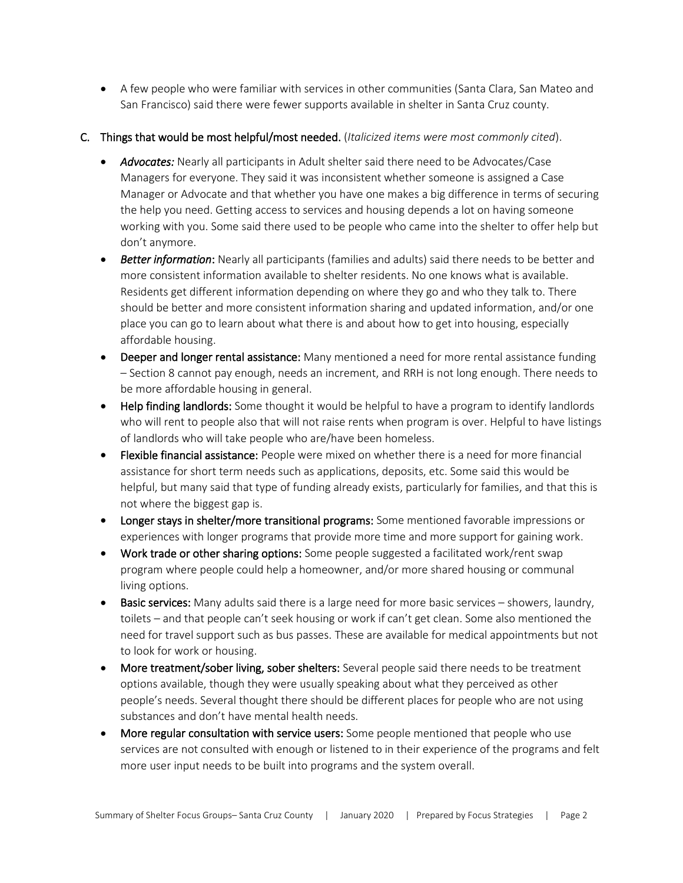- A few people who were familiar with services in other communities (Santa Clara, San Mateo and San Francisco) said there were fewer supports available in shelter in Santa Cruz county.

## C. Things that would be most helpful/most needed. (*Italicized items were most commonly cited*).

- ***Advocates:*** Nearly all participants in Adult shelter said there need to be Advocates/Case Managers for everyone. They said it was inconsistent whether someone is assigned a Case Manager or Advocate and that whether you have one makes a big difference in terms of securing the help you need. Getting access to services and housing depends a lot on having someone working with you. Some said there used to be people who came into the shelter to offer help but don't anymore.
- ***Better information*:** Nearly all participants (families and adults) said there needs to be better and more consistent information available to shelter residents. No one knows what is available. Residents get different information depending on where they go and who they talk to. There should be better and more consistent information sharing and updated information, and/or one place you can go to learn about what there is and about how to get into housing, especially affordable housing.
- **Deeper and longer rental assistance:** Many mentioned a need for more rental assistance funding – Section 8 cannot pay enough, needs an increment, and RRH is not long enough. There needs to be more affordable housing in general.
- **Help finding landlords:** Some thought it would be helpful to have a program to identify landlords who will rent to people also that will not raise rents when program is over. Helpful to have listings of landlords who will take people who are/have been homeless.
- **Flexible financial assistance:** People were mixed on whether there is a need for more financial assistance for short term needs such as applications, deposits, etc. Some said this would be helpful, but many said that type of funding already exists, particularly for families, and that this is not where the biggest gap is.
- **Longer stays in shelter/more transitional programs:** Some mentioned favorable impressions or experiences with longer programs that provide more time and more support for gaining work.
- **Work trade or other sharing options:** Some people suggested a facilitated work/rent swap program where people could help a homeowner, and/or more shared housing or communal living options.
- **Basic services:** Many adults said there is a large need for more basic services – showers, laundry, toilets – and that people can't seek housing or work if can't get clean. Some also mentioned the need for travel support such as bus passes. These are available for medical appointments but not to look for work or housing.
- **More treatment/sober living, sober shelters:** Several people said there needs to be treatment options available, though they were usually speaking about what they perceived as other people's needs. Several thought there should be different places for people who are not using substances and don't have mental health needs.
- **More regular consultation with service users:** Some people mentioned that people who use services are not consulted with enough or listened to in their experience of the programs and felt more user input needs to be built into programs and the system overall.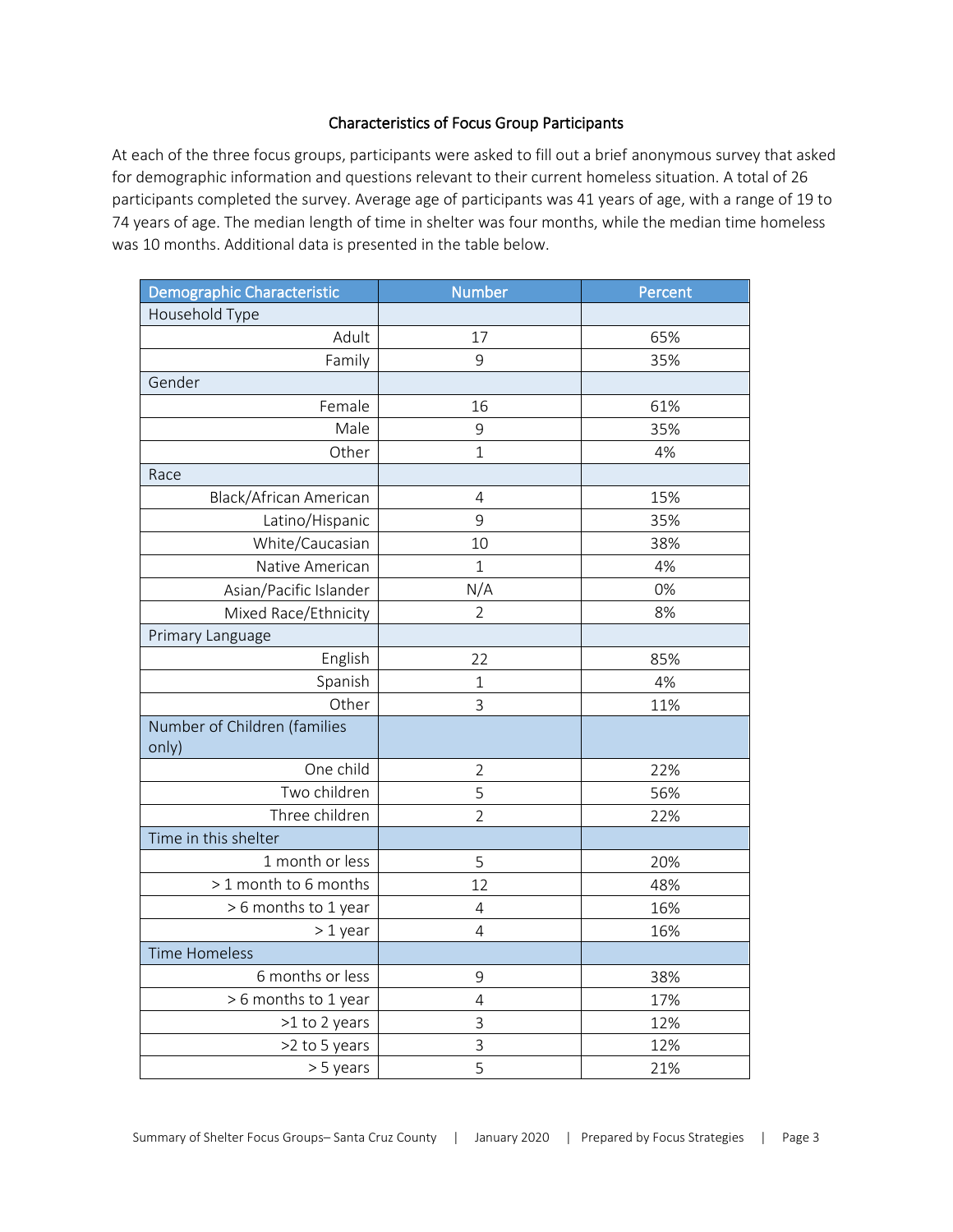## Characteristics of Focus Group Participants

At each of the three focus groups, participants were asked to fill out a brief anonymous survey that asked for demographic information and questions relevant to their current homeless situation. A total of 26 participants completed the survey. Average age of participants was 41 years of age, with a range of 19 to 74 years of age. The median length of time in shelter was four months, while the median time homeless was 10 months. Additional data is presented in the table below.

| Demographic Characteristic | Number | Percent |
|---|---|---|
| Household Type | | |
| Adult | 17 | 65% |
| Family | 9 | 35% |
| Gender | | |
| Female | 16 | 61% |
| Male | 9 | 35% |
| Other | 1 | 4% |
| Race | | |
| Black/African American | 4 | 15% |
| Latino/Hispanic | 9 | 35% |
| White/Caucasian | 10 | 38% |
| Native American | 1 | 4% |
| Asian/Pacific Islander | N/A | 0% |
| Mixed Race/Ethnicity | 2 | 8% |
| Primary Language | | |
| English | 22 | 85% |
| Spanish | 1 | 4% |
| Other | 3 | 11% |
| Number of Children (families only) | | |
| One child | 2 | 22% |
| Two children | 5 | 56% |
| Three children | 2 | 22% |
| Time in this shelter | | |
| 1 month or less | 5 | 20% |
| > 1 month to 6 months | 12 | 48% |
| > 6 months to 1 year | 4 | 16% |
| > 1 year | 4 | 16% |
| Time Homeless | | |
| 6 months or less | 9 | 38% |
| > 6 months to 1 year | 4 | 17% |
| >1 to 2 years | 3 | 12% |
| >2 to 5 years | 3 | 12% |
| > 5 years | 5 | 21% |